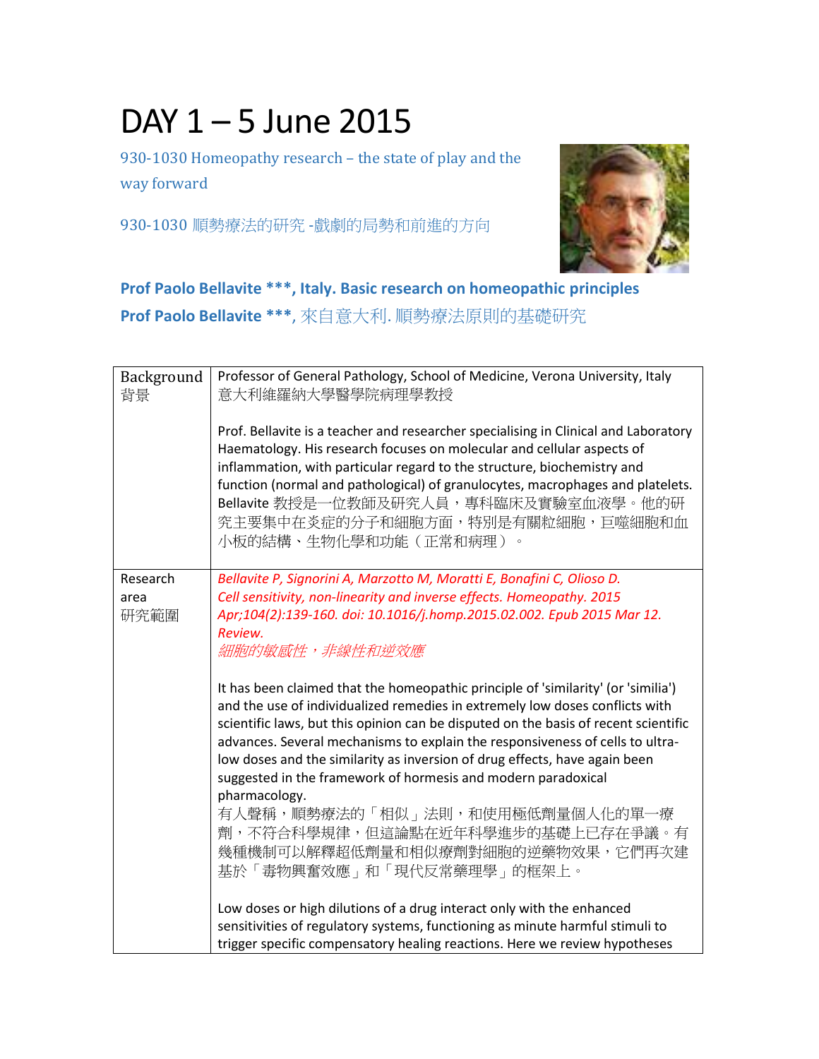# DAY 1 – 5 June 2015

930-1030 Homeopathy research – the state of play and the way forward

930-1030 順勢療法的研究 -戲劇的局勢和前進的方向

**Prof Paolo Bellavite *\*\*, Italy. Basic research on homeopathic principles**

**Prof Paolo Bellavite *\*\*, 來自意大利. 順勢療法原則的基礎研究**

| | |
|---|---|
| Background<br>背景 | Professor of General Pathology, School of Medicine, Verona University, Italy<br>意大利維羅納大學醫學院病理學教授<br><br>Prof. Bellavite is a teacher and researcher specialising in Clinical and Laboratory Haematology. His research focuses on molecular and cellular aspects of inflammation, with particular regard to the structure, biochemistry and function (normal and pathological) of granulocytes, macrophages and platelets.<br>Bellavite 教授是一位教師及研究人員，專科臨床及實驗室血液學。他的研究主要集中在炎症的分子和細胞方面，特別是有關粒細胞，巨噬細胞和血小板的結構、生物化學和功能（正常和病理）。 |
| Research area<br>研究範圍 | *Bellavite P, Signorini A, Marzotto M, Moratti E, Bonafini C, Olioso D. Cell sensitivity, non-linearity and inverse effects. Homeopathy. 2015 Apr;104(2):139-160. doi: 10.1016/j.homp.2015.02.002. Epub 2015 Mar 12. Review.*<br>*細胞的敏感性，非線性和逆效應*<br><br>It has been claimed that the homeopathic principle of 'similarity' (or 'similia') and the use of individualized remedies in extremely low doses conflicts with scientific laws, but this opinion can be disputed on the basis of recent scientific advances. Several mechanisms to explain the responsiveness of cells to ultra-low doses and the similarity as inversion of drug effects, have again been suggested in the framework of hormesis and modern paradoxical pharmacology.<br>有人聲稱，順勢療法的「相似」法則，和使用極低劑量個人化的單一療劑，不符合科學規律，但這論點在近年科學進步的基礎上已存在爭議。有幾種機制可以解釋超低劑量和相似療劑對細胞的逆藥物效果，它們再次建基於「毒物興奮效應」和「現代反常藥理學」的框架上。<br><br>Low doses or high dilutions of a drug interact only with the enhanced sensitivities of regulatory systems, functioning as minute harmful stimuli to trigger specific compensatory healing reactions. Here we review hypotheses |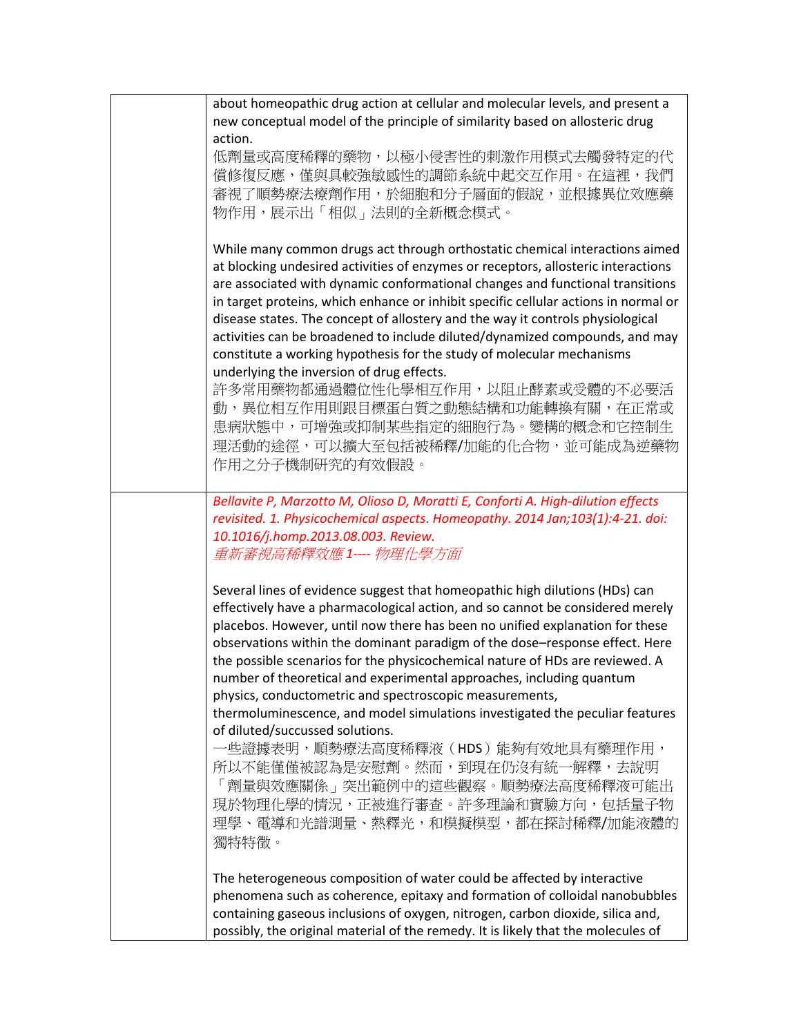| | |
|---|---|
| | about homeopathic drug action at cellular and molecular levels, and present a new conceptual model of the principle of similarity based on allosteric drug action.<br>低劑量或高度稀釋的藥物，以極小侵害性的刺激作用模式去觸發特定的代償修復反應，僅與具較強敏感性的調節系統中起交互作用。在這裡，我們審視了順勢療法療劑作用，於細胞和分子層面的假說，並根據異位效應藥物作用，展示出「相似」法則的全新概念模式。<br><br>While many common drugs act through orthostatic chemical interactions aimed at blocking undesired activities of enzymes or receptors, allosteric interactions are associated with dynamic conformational changes and functional transitions in target proteins, which enhance or inhibit specific cellular actions in normal or disease states. The concept of allostery and the way it controls physiological activities can be broadened to include diluted/dynamized compounds, and may constitute a working hypothesis for the study of molecular mechanisms underlying the inversion of drug effects.<br>許多常用藥物都通過體位性化學相互作用，以阻止酵素或受體的不必要活動，異位相互作用則跟目標蛋白質之動態結構和功能轉換有關，在正常或患病狀態中，可增強或抑制某些指定的細胞行為。變構的概念和它控制生理活動的途徑，可以擴大至包括被稀釋/加能的化合物，並可能成為逆藥物作用之分子機制研究的有效假設。 |
| | *Bellavite P, Marzotto M, Olioso D, Moratti E, Conforti A. High-dilution effects revisited. 1. Physicochemical aspects. Homeopathy. 2014 Jan;103(1):4-21. doi: 10.1016/j.homp.2013.08.003. Review.*<br>*重新審視高稀釋效應 1---- 物理化學方面*<br><br>Several lines of evidence suggest that homeopathic high dilutions (HDs) can effectively have a pharmacological action, and so cannot be considered merely placebos. However, until now there has been no unified explanation for these observations within the dominant paradigm of the dose–response effect. Here the possible scenarios for the physicochemical nature of HDs are reviewed. A number of theoretical and experimental approaches, including quantum physics, conductometric and spectroscopic measurements, thermoluminescence, and model simulations investigated the peculiar features of diluted/succussed solutions.<br>一些證據表明，順勢療法高度稀釋液（HDS）能夠有效地具有藥理作用，所以不能僅僅被認為是安慰劑。然而，到現在仍沒有統一解釋，去說明「劑量與效應關係」突出範例中的這些觀察。順勢療法高度稀釋液可能出現於物理化學的情況，正被進行審查。許多理論和實驗方向，包括量子物理學、電導和光譜測量、熱釋光，和模擬模型，都在探討稀釋/加能液體的獨特特徵。<br><br>The heterogeneous composition of water could be affected by interactive phenomena such as coherence, epitaxy and formation of colloidal nanobubbles containing gaseous inclusions of oxygen, nitrogen, carbon dioxide, silica and, possibly, the original material of the remedy. It is likely that the molecules of |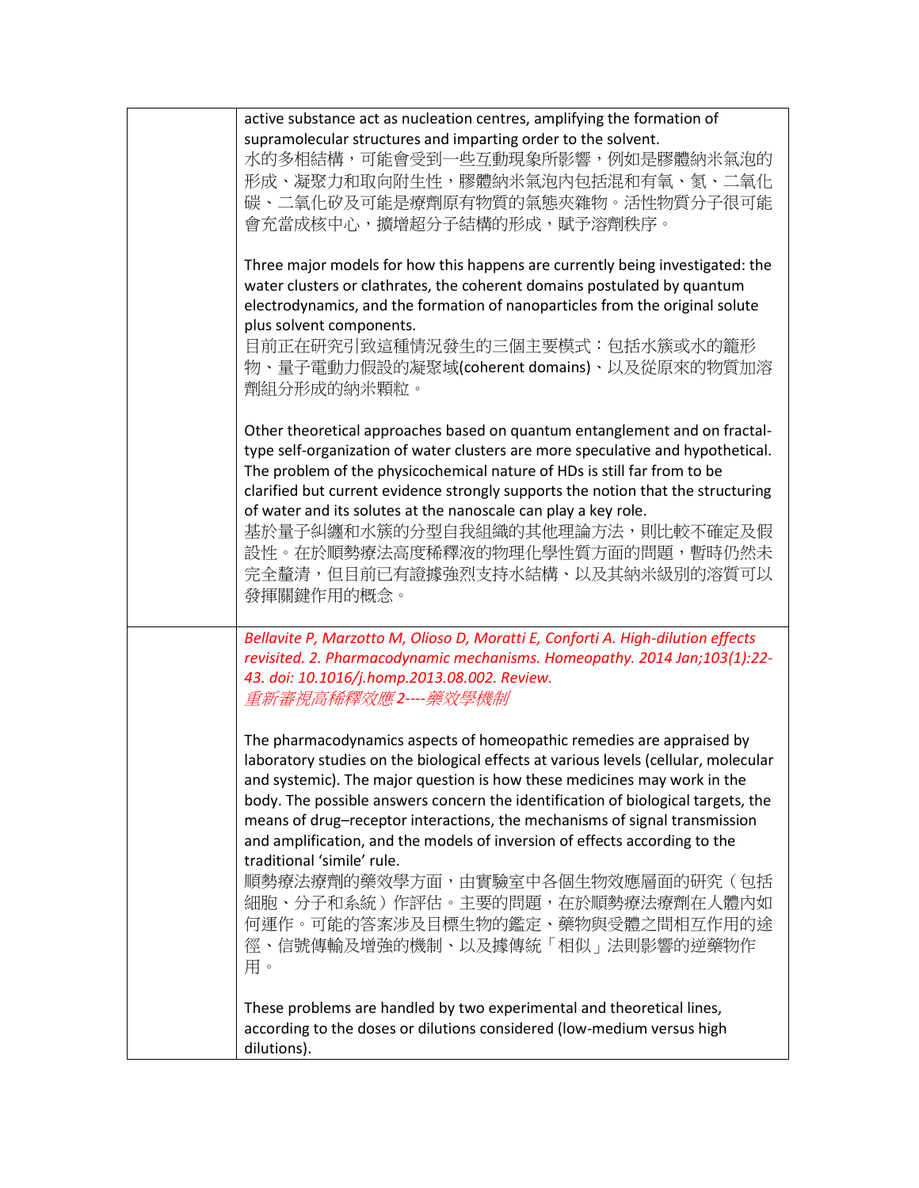| | |
|---|---|
| | active substance act as nucleation centres, amplifying the formation of supramolecular structures and imparting order to the solvent.<br>水的多相結構，可能會受到一些互動現象所影響，例如是膠體納米氣泡的形成、凝聚力和取向附生性，膠體納米氣泡內包括混和有氧、氦、二氧化碳、二氧化矽及可能是療劑原有物質的氣態夾雜物。活性物質分子很可能會充當成核中心，擴增超分子結構的形成，賦予溶劑秩序。<br><br>Three major models for how this happens are currently being investigated: the water clusters or clathrates, the coherent domains postulated by quantum electrodynamics, and the formation of nanoparticles from the original solute plus solvent components.<br>目前正在研究引致這種情況發生的三個主要模式：包括水簇或水的籠形物、量子電動力假設的凝聚域(coherent domains)、以及從原來的物質加溶劑組分形成的納米顆粒。<br><br>Other theoretical approaches based on quantum entanglement and on fractal-type self-organization of water clusters are more speculative and hypothetical. The problem of the physicochemical nature of HDs is still far from to be clarified but current evidence strongly supports the notion that the structuring of water and its solutes at the nanoscale can play a key role.<br>基於量子糾纏和水簇的分型自我組織的其他理論方法，則比較不確定及假設性。在於順勢療法高度稀釋液的物理化學性質方面的問題，暫時仍然未完全釐清，但目前已有證據強烈支持水結構、以及其納米級別的溶質可以發揮關鍵作用的概念。 |
| | *Bellavite P, Marzotto M, Olioso D, Moratti E, Conforti A. High-dilution effects revisited. 2. Pharmacodynamic mechanisms. Homeopathy. 2014 Jan;103(1):22-43. doi: 10.1016/j.homp.2013.08.002. Review.*<br>*重新審視高稀釋效應 2----藥效學機制*<br><br>The pharmacodynamics aspects of homeopathic remedies are appraised by laboratory studies on the biological effects at various levels (cellular, molecular and systemic). The major question is how these medicines may work in the body. The possible answers concern the identification of biological targets, the means of drug–receptor interactions, the mechanisms of signal transmission and amplification, and the models of inversion of effects according to the traditional 'simile' rule.<br>順勢療法療劑的藥效學方面，由實驗室中各個生物效應層面的研究（包括細胞、分子和系統）作評估。主要的問題，在於順勢療法療劑在人體內如何運作。可能的答案涉及目標生物的鑑定、藥物與受體之間相互作用的途徑、信號傳輸及增強的機制、以及據傳統「相似」法則影響的逆藥物作用。<br><br>These problems are handled by two experimental and theoretical lines, according to the doses or dilutions considered (low-medium versus high dilutions). |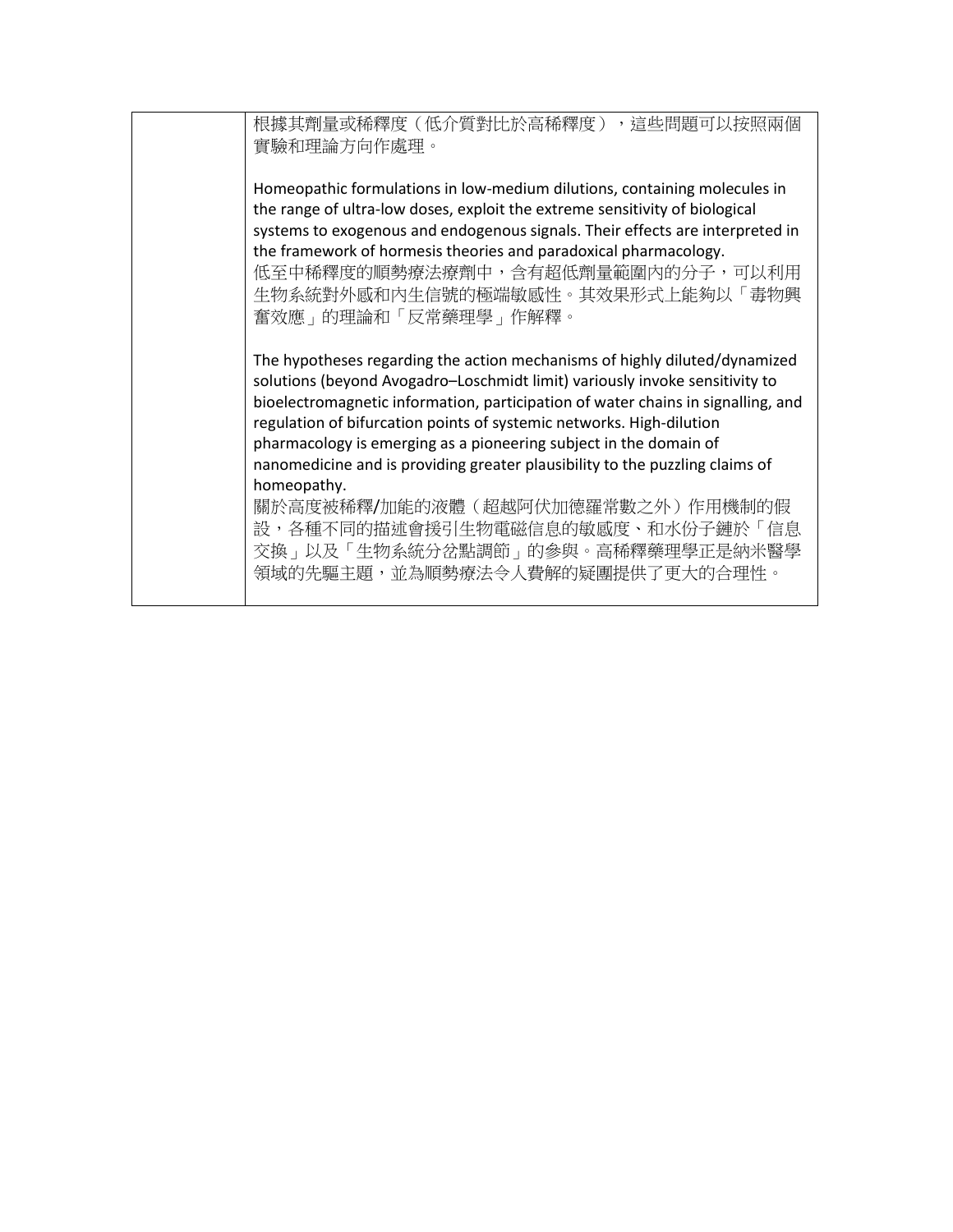| | |
|---|---|
| | 根據其劑量或稀釋度（低介質對比於高稀釋度），這些問題可以按照兩個實驗和理論方向作處理。<br><br>Homeopathic formulations in low-medium dilutions, containing molecules in the range of ultra-low doses, exploit the extreme sensitivity of biological systems to exogenous and endogenous signals. Their effects are interpreted in the framework of hormesis theories and paradoxical pharmacology.<br>低至中稀釋度的順勢療法療劑中，含有超低劑量範圍內的分子，可以利用生物系統對外感和內生信號的極端敏感性。其效果形式上能夠以「毒物興奮效應」的理論和「反常藥理學」作解釋。<br><br>The hypotheses regarding the action mechanisms of highly diluted/dynamized solutions (beyond Avogadro–Loschmidt limit) variously invoke sensitivity to bioelectromagnetic information, participation of water chains in signalling, and regulation of bifurcation points of systemic networks. High-dilution pharmacology is emerging as a pioneering subject in the domain of nanomedicine and is providing greater plausibility to the puzzling claims of homeopathy.<br>關於高度被稀釋/加能的液體（超越阿伏加德羅常數之外）作用機制的假設，各種不同的描述會援引生物電磁信息的敏感度、和水份子鏈於「信息交換」以及「生物系統分岔點調節」的參與。高稀釋藥理學正是納米醫學領域的先驅主題，並為順勢療法令人費解的疑團提供了更大的合理性。 |